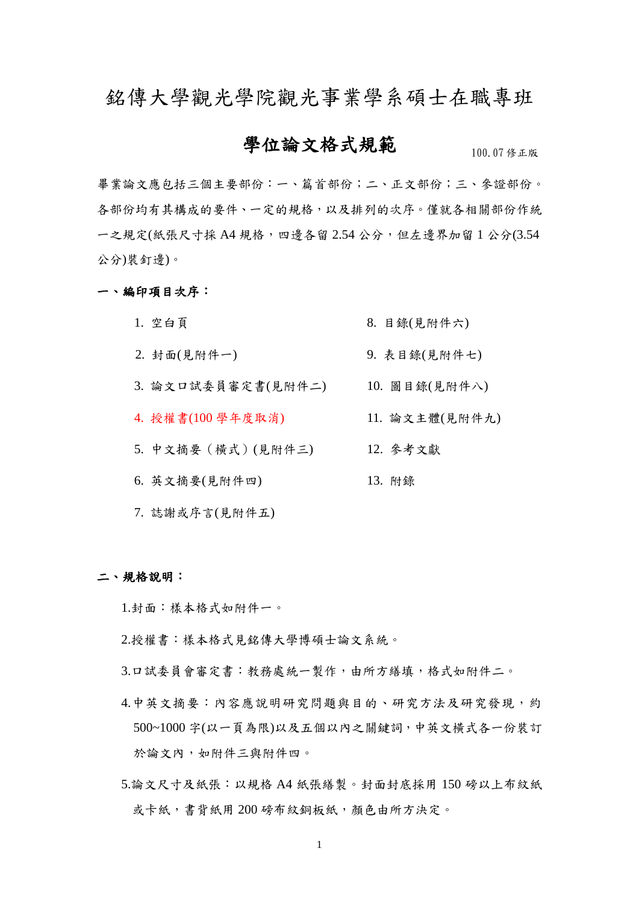# 銘傳大學觀光學院觀光事業學系碩士在職專班

## 學位論文格式規範

100.07 修正版

畢業論文應包括三個主要部份：一、篇首部份；二、正文部份；三、參證部份。各部份均有其構成的要件、一定的規格，以及排列的次序。僅就各相關部份作統一之規定(紙張尺寸採 A4 規格，四邊各留 2.54 公分，但左邊界加留 1 公分(3.54 公分)裝釘邊)。

**一、編印項目次序：**

1. 空白頁
2. 封面(見附件一)
3. 論文口試委員審定書(見附件二)
4. 授權書(100 學年度取消)
5. 中文摘要（橫式）(見附件三)
6. 英文摘要(見附件四)
7. 誌謝或序言(見附件五)
8. 目錄(見附件六)
9. 表目錄(見附件七)
10. 圖目錄(見附件八)
11. 論文主體(見附件九)
12. 參考文獻
13. 附錄

**二、規格說明：**

1.封面：樣本格式如附件一。

2.授權書：樣本格式見銘傳大學博碩士論文系統。

3.口試委員會審定書：教務處統一製作，由所方繕填，格式如附件二。

4.中英文摘要：內容應說明研究問題與目的、研究方法及研究發現，約 500~1000 字(以一頁為限)以及五個以內之關鍵詞，中英文橫式各一份裝訂於論文內，如附件三與附件四。

5.論文尺寸及紙張：以規格 A4 紙張繕製。封面封底採用 150 磅以上布紋紙或卡紙，書背紙用 200 磅布紋銅板紙，顏色由所方決定。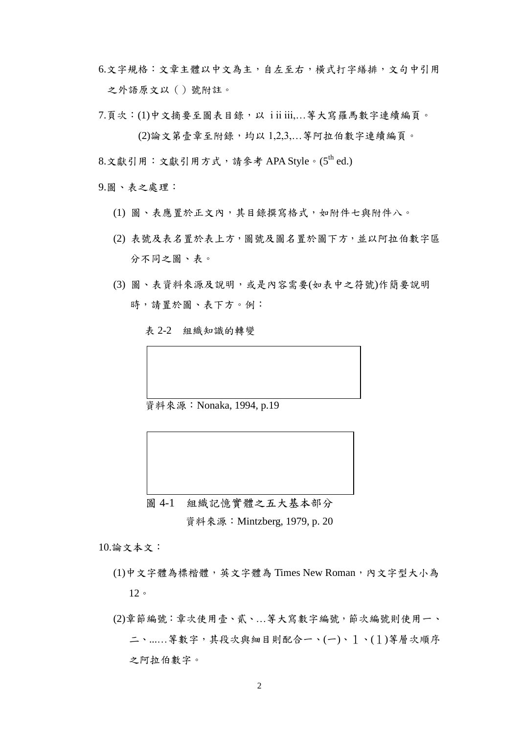6.文字規格：文章主體以中文為主，自左至右，橫式打字繕排，文句中引用之外語原文以（ ）號附註。

7.頁次：(1)中文摘要至圖表目錄，以 i ii iii,…等大寫羅馬數字連續編頁。

(2)論文第壹章至附錄，均以 1,2,3,…等阿拉伯數字連續編頁。

8.文獻引用：文獻引用方式，請參考 APA Style。(5th ed.)

9.圖、表之處理：

(1) 圖、表應置於正文內，其目錄撰寫格式，如附件七與附件八。

(2) 表號及表名置於表上方，圖號及圖名置於圖下方，並以阿拉伯數字區分不同之圖、表。

(3) 圖、表資料來源及說明，或是內容需要(如表中之符號)作簡要說明時，請置於圖、表下方。例：

表 2-2　組織知識的轉變

資料來源：Nonaka, 1994, p.19

圖 4-1　組織記憶實體之五大基本部分

資料來源：Mintzberg, 1979, p. 20

10.論文本文：

(1)中文字體為標楷體，英文字體為 Times New Roman，內文字型大小為 12。

(2)章節編號：章次使用壹、貳、…等大寫數字編號，節次編號則使用一、二、......等數字，其段次與細目則配合一、(一)、１、(１)等層次順序之阿拉伯數字。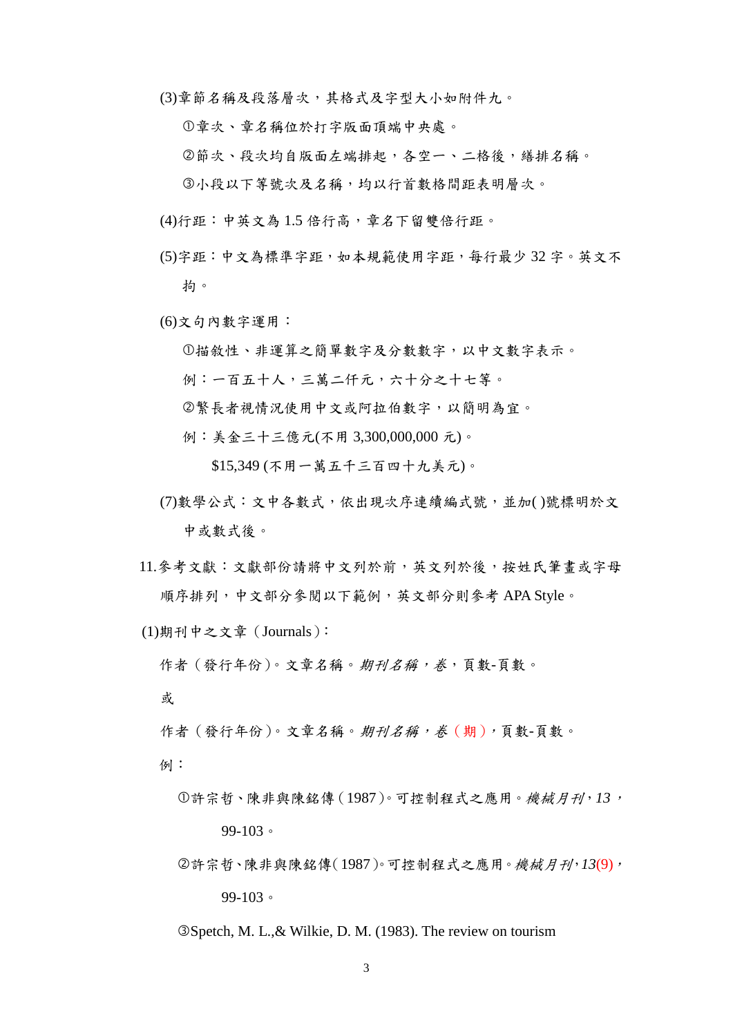(3)章節名稱及段落層次，其格式及字型大小如附件九。

①章次、章名稱位於打字版面頂端中央處。

②節次、段次均自版面左端排起，各空一、二格後，繕排名稱。

③小段以下等號次及名稱，均以行首數格間距表明層次。

(4)行距：中英文為 1.5 倍行高，章名下留雙倍行距。

(5)字距：中文為標準字距，如本規範使用字距，每行最少 32 字。英文不拘。

(6)文句內數字運用：

①描敘性、非運算之簡單數字及分數數字，以中文數字表示。

例：一百五十人，三萬二仟元，六十分之十七等。

②繁長者視情況使用中文或阿拉伯數字，以簡明為宜。

例：美金三十三億元(不用 3,300,000,000 元)。

$15,349 (不用一萬五千三百四十九美元)。

(7)數學公式：文中各數式，依出現次序連續編式號，並加( )號標明於文中或數式後。

11.參考文獻：文獻部份請將中文列於前，英文列於後，按姓氏筆畫或字母順序排列，中文部分參閱以下範例，英文部分則參考 APA Style。

(1)期刊中之文章（Journals）：

作者（發行年份）。文章名稱。*期刊名稱，卷*，頁數-頁數。

或

作者（發行年份）。文章名稱。*期刊名稱，卷*（期），頁數-頁數。

例：

①許宗哲、陳非與陳銘傳（1987）。可控制程式之應用。*機械月刊*，*13*，99-103。

②許宗哲、陳非與陳銘傳（1987）。可控制程式之應用。*機械月刊*，*13*(9)，99-103。

③Spetch, M. L.,& Wilkie, D. M. (1983). The review on tourism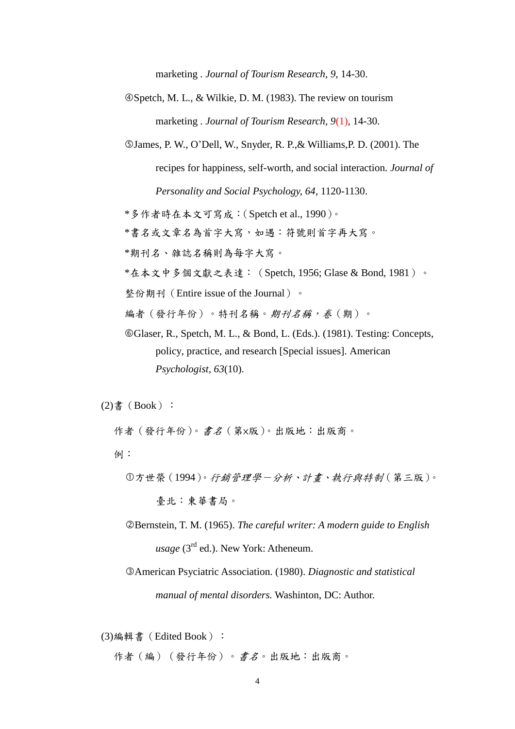marketing . *Journal of Tourism Research, 9,* 14-30.

④Spetch, M. L., & Wilkie, D. M. (1983). The review on tourism marketing . *Journal of Tourism Research, 9*(1), 14-30.

⑤James, P. W., O'Dell, W., Snyder, R. P.,& Williams,P. D. (2001). The recipes for happiness, self-worth, and social interaction. *Journal of Personality and Social Psychology, 64*, 1120-1130.

*多作者時在本文可寫成：(Spetch et al., 1990)。

*書名或文章名為首字大寫，如遇：符號則首字再大寫。

*期刊名、雜誌名稱則為每字大寫。

*在本文中多個文獻之表達：（Spetch, 1956; Glase & Bond, 1981）。

整份期刊（Entire issue of the Journal）。

編者（發行年份）。特刊名稱。*期刊名稱，卷*（期）。

⑥Glaser, R., Spetch, M. L., & Bond, L. (Eds.). (1981). Testing: Concepts, policy, practice, and research [Special issues]. American *Psychologist, 63*(10).

(2)書（Book）：

作者（發行年份）。*書名*（第×版）。出版地：出版商。

例：

①方世榮（1994）。*行銷管理學－分析、計畫、執行與特制*（第三版）。臺北：東華書局。

②Bernstein, T. M. (1965). *The careful writer: A modern guide to English usage* (3rd ed.). New York: Atheneum.

③American Psyciatric Association. (1980). *Diagnostic and statistical manual of mental disorders.* Washinton, DC: Author.

(3)編輯書（Edited Book）：

作者（編）（發行年份）。*書名*。出版地：出版商。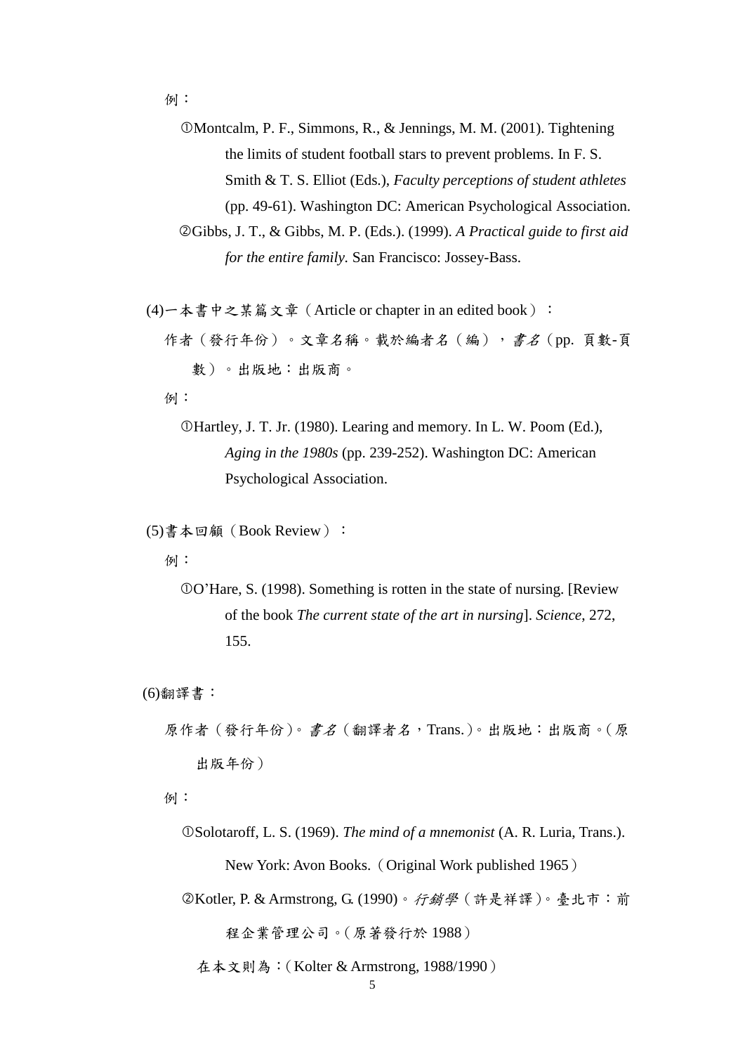例：

①Montcalm, P. F., Simmons, R., & Jennings, M. M. (2001). Tightening the limits of student football stars to prevent problems. In F. S. Smith & T. S. Elliot (Eds.), *Faculty perceptions of student athletes* (pp. 49-61). Washington DC: American Psychological Association.

②Gibbs, J. T., & Gibbs, M. P. (Eds.). (1999). *A Practical guide to first aid for the entire family.* San Francisco: Jossey-Bass.

(4)一本書中之某篇文章（Article or chapter in an edited book）：

作者（發行年份）。文章名稱。載於編者名（編），*書名*（pp. 頁數-頁數）。出版地：出版商。

例：

①Hartley, J. T. Jr. (1980). Learing and memory. In L. W. Poom (Ed.), *Aging in the 1980s* (pp. 239-252). Washington DC: American Psychological Association.

(5)書本回顧（Book Review）：

例：

①O'Hare, S. (1998). Something is rotten in the state of nursing. [Review of the book *The current state of the art in nursing*]. *Science*, 272, 155.

(6)翻譯書：

原作者（發行年份）。*書名*（翻譯者名，Trans.）。出版地：出版商。（原出版年份）

例：

①Solotaroff, L. S. (1969). *The mind of a mnemonist* (A. R. Luria, Trans.). New York: Avon Books.（Original Work published 1965）

②Kotler, P. & Armstrong, G. (1990)。*行銷學*（許是祥譯）。臺北市：前程企業管理公司。（原著發行於 1988）

在本文則為：（Kolter & Armstrong, 1988/1990）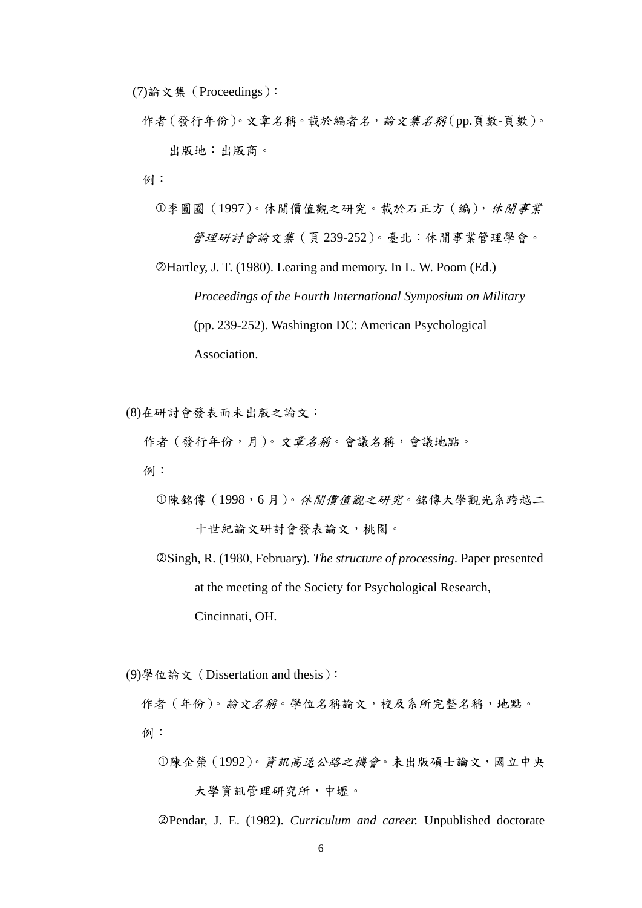(7)論文集（Proceedings）：

作者（發行年份）。文章名稱。載於編者名，*論文集名稱*（pp.頁數-頁數）。出版地：出版商。

例：

①李圓圈（1997）。休閒價值觀之研究。載於石正方（編），*休閒事業管理研討會論文集*（頁 239-252）。臺北：休閒事業管理學會。

②Hartley, J. T. (1980). Learing and memory. In L. W. Poom (Ed.) *Proceedings of the Fourth International Symposium on Military* (pp. 239-252). Washington DC: American Psychological Association.

(8)在研討會發表而未出版之論文：

作者（發行年份，月）。*文章名稱*。會議名稱，會議地點。

例：

①陳銘傳（1998，6 月）。*休閒價值觀之研究*。銘傳大學觀光系跨越二十世紀論文研討會發表論文，桃園。

②Singh, R. (1980, February). *The structure of processing*. Paper presented at the meeting of the Society for Psychological Research, Cincinnati, OH.

(9)學位論文（Dissertation and thesis）：

作者（年份）。*論文名稱*。學位名稱論文，校及系所完整名稱，地點。

例：

①陳企榮（1992）。*資訊高速公路之機會*。未出版碩士論文，國立中央大學資訊管理研究所，中壢。

②Pendar, J. E. (1982). *Curriculum and career.* Unpublished doctorate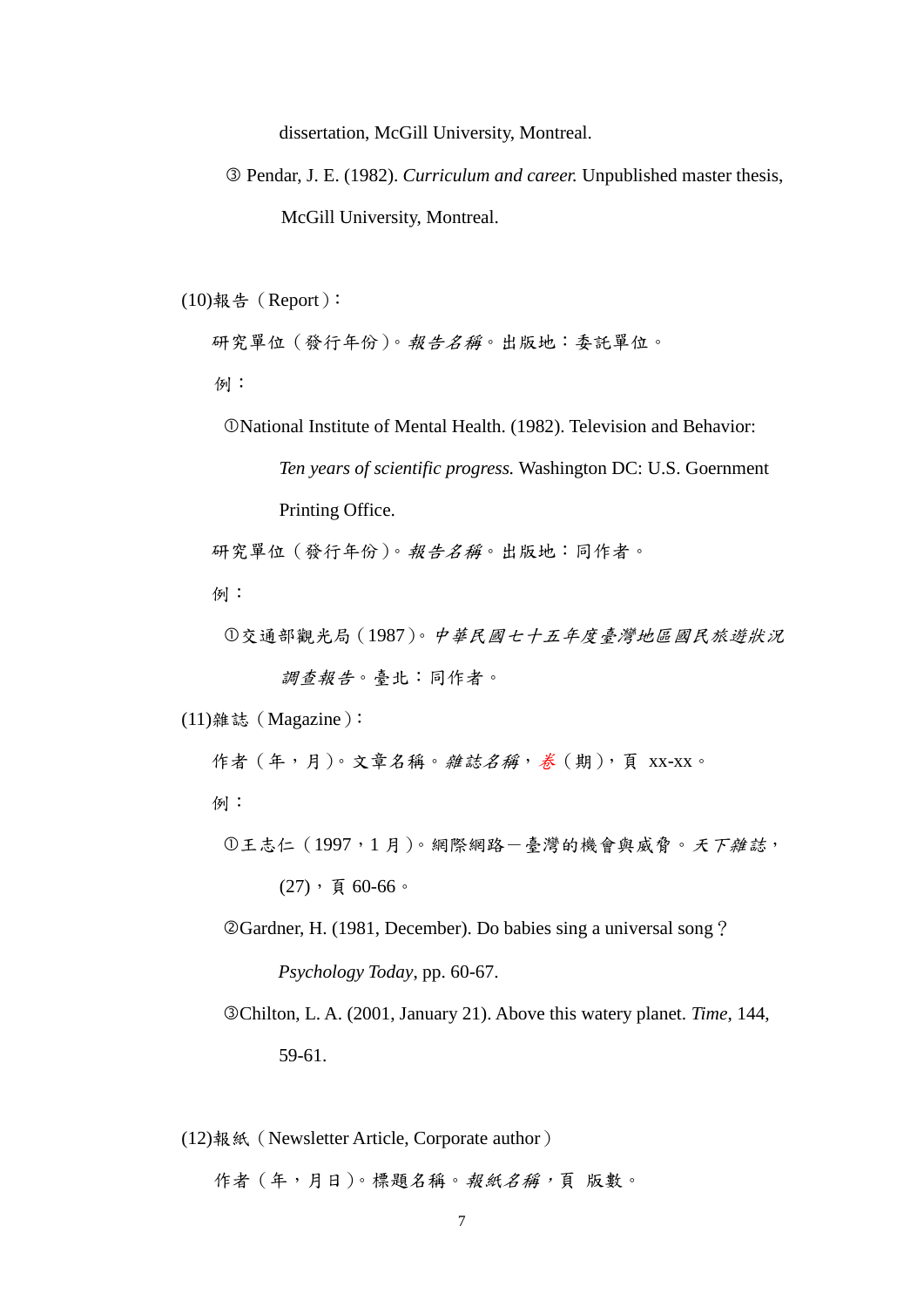dissertation, McGill University, Montreal.

③ Pendar, J. E. (1982). *Curriculum and career.* Unpublished master thesis, McGill University, Montreal.

(10)報告（Report）：

研究單位（發行年份）。*報告名稱*。出版地：委託單位。

例：

①National Institute of Mental Health. (1982). Television and Behavior: *Ten years of scientific progress.* Washington DC: U.S. Goernment Printing Office.

研究單位（發行年份）。*報告名稱*。出版地：同作者。

例：

①交通部觀光局（1987）。*中華民國七十五年度臺灣地區國民旅遊狀況調查報告*。臺北：同作者。

(11)雜誌（Magazine）：

作者（年，月）。文章名稱。*雜誌名稱*，*卷*（期），頁 xx-xx。

例：

①王志仁（1997，1 月）。網際網路－臺灣的機會與威脅。*天下雜誌*，(27)，頁 60-66。

②Gardner, H. (1981, December). Do babies sing a universal song？ *Psychology Today*, pp. 60-67.

③Chilton, L. A. (2001, January 21). Above this watery planet. *Time*, 144, 59-61.

(12)報紙（Newsletter Article, Corporate author）

作者（年，月日）。標題名稱。*報紙名稱*，頁 版數。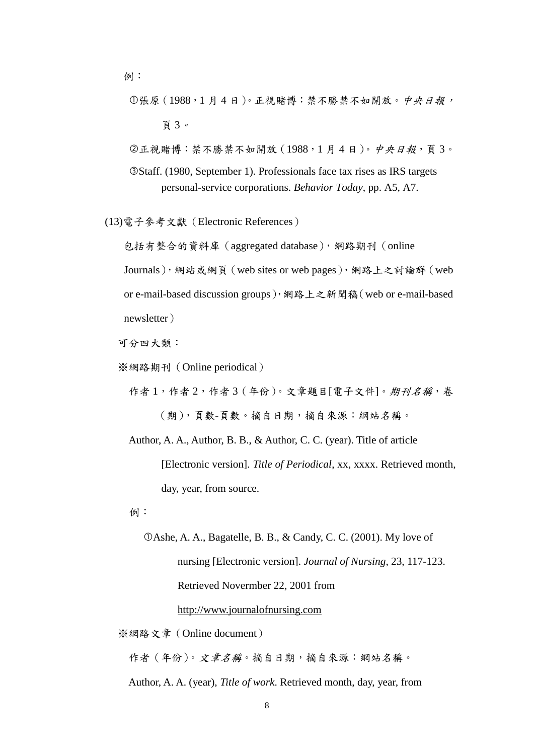例：

①張原（1988，1 月 4 日）。正視賭博：禁不勝禁不如開放。*中央日報，*頁 3。

②正視賭博：禁不勝禁不如開放（1988，1 月 4 日）。*中央日報*，頁 3。

③Staff. (1980, September 1). Professionals face tax rises as IRS targets personal-service corporations. *Behavior Today*, pp. A5, A7.

(13)電子參考文獻（Electronic References）

包括有整合的資料庫（aggregated database），網路期刊（online Journals），網站或網頁（web sites or web pages），網路上之討論群（web or e-mail-based discussion groups），網路上之新聞稿（web or e-mail-based newsletter）

可分四大類：

※網路期刊（Online periodical）

作者 1，作者 2，作者 3（年份）。文章題目[電子文件]。*期刊名稱*，卷（期），頁數-頁數。摘自日期，摘自來源：網站名稱。

Author, A. A., Author, B. B., & Author, C. C. (year). Title of article [Electronic version]. *Title of Periodical*, xx, xxxx. Retrieved month, day, year, from source.

例：

①Ashe, A. A., Bagatelle, B. B., & Candy, C. C. (2001). My love of nursing [Electronic version]. *Journal of Nursing*, 23, 117-123. Retrieved Novermber 22, 2001 from http://www.journalofnursing.com

※網路文章（Online document）

作者（年份）。*文章名稱*。摘自日期，摘自來源：網站名稱。

Author, A. A. (year), *Title of work*. Retrieved month, day, year, from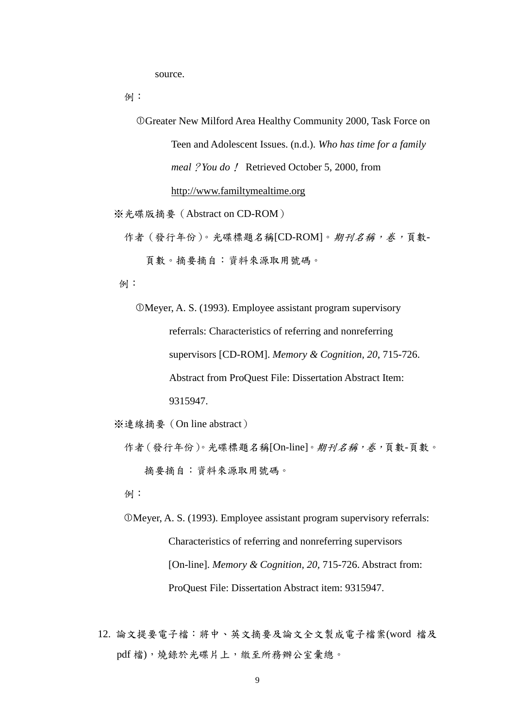source.

例：

①Greater New Milford Area Healthy Community 2000, Task Force on Teen and Adolescent Issues. (n.d.). *Who has time for a family meal？You do！* Retrieved October 5, 2000, from http://www.familtymealtime.org

※光碟版摘要（Abstract on CD-ROM）

作者（發行年份）。光碟標題名稱[CD-ROM]。*期刊名稱，卷*，頁數-頁數。摘要摘自：資料來源取用號碼。

例：

①Meyer, A. S. (1993). Employee assistant program supervisory referrals: Characteristics of referring and nonreferring supervisors [CD-ROM]. *Memory & Cognition*, *20*, 715-726. Abstract from ProQuest File: Dissertation Abstract Item: 9315947.

※連線摘要（On line abstract）

作者（發行年份）。光碟標題名稱[On-line]。*期刊名稱，卷*，頁數-頁數。摘要摘自：資料來源取用號碼。

例：

①Meyer, A. S. (1993). Employee assistant program supervisory referrals: Characteristics of referring and nonreferring supervisors [On-line]. *Memory & Cognition*, *20*, 715-726. Abstract from: ProQuest File: Dissertation Abstract item: 9315947.

12. 論文提要電子檔：將中、英文摘要及論文全文製成電子檔案(word 檔及 pdf 檔)，燒錄於光碟片上，繳至所務辦公室彙總。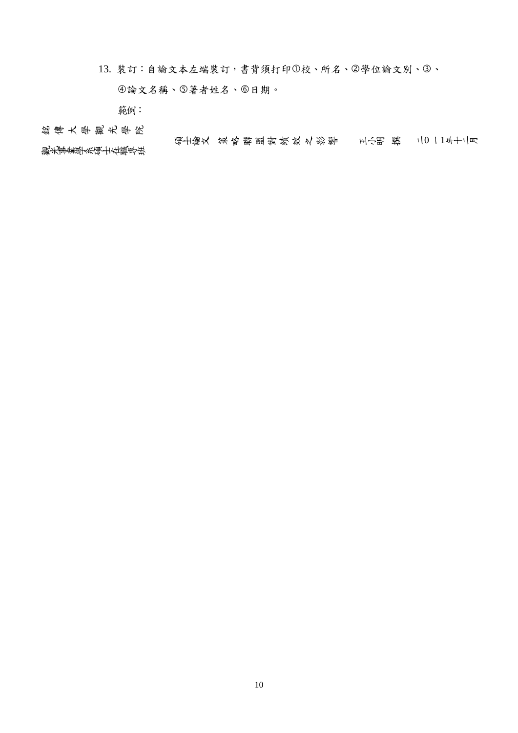13. 裝訂：自論文本左端裝訂，書背須打印①校、所名、②學位論文別、③、④論文名稱、⑤著者姓名、⑥日期。

範例：

銘傳大學觀光學院 觀光事業學系碩士在職專班　碩士論文　策略聯盟對績效之影響　王小明　撰　二0一1年十二月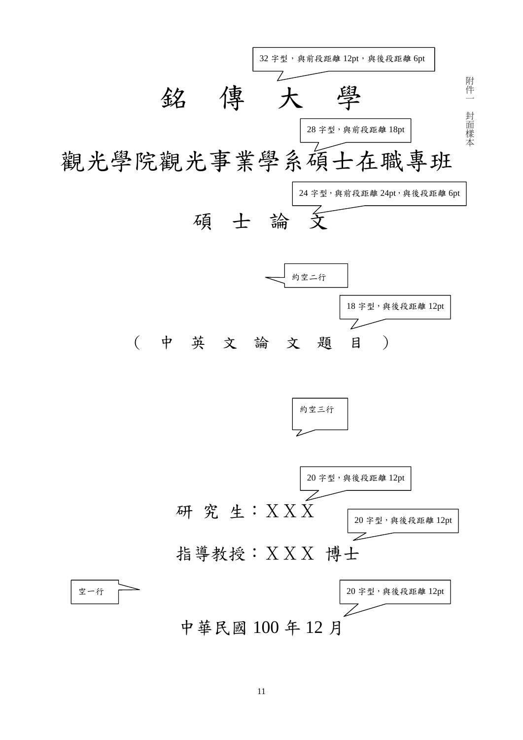附件一 封面樣本

32 字型，與前段距離 12pt，與後段距離 6pt

# 銘 傳 大 學

28 字型，與前段距離 18pt

## 觀光學院觀光事業學系碩士在職專班

24 字型，與前段距離 24pt，與後段距離 6pt

## 碩 士 論 文

約空二行

18 字型，與後段距離 12pt

（ 中 英 文 論 文 題 目 ）

約空三行

20 字型，與後段距離 12pt

研 究 生：ＸＸＸ

20 字型，與後段距離 12pt

指導教授：ＸＸＸ 博士

空一行

20 字型，與後段距離 12pt

中華民國 100 年 12 月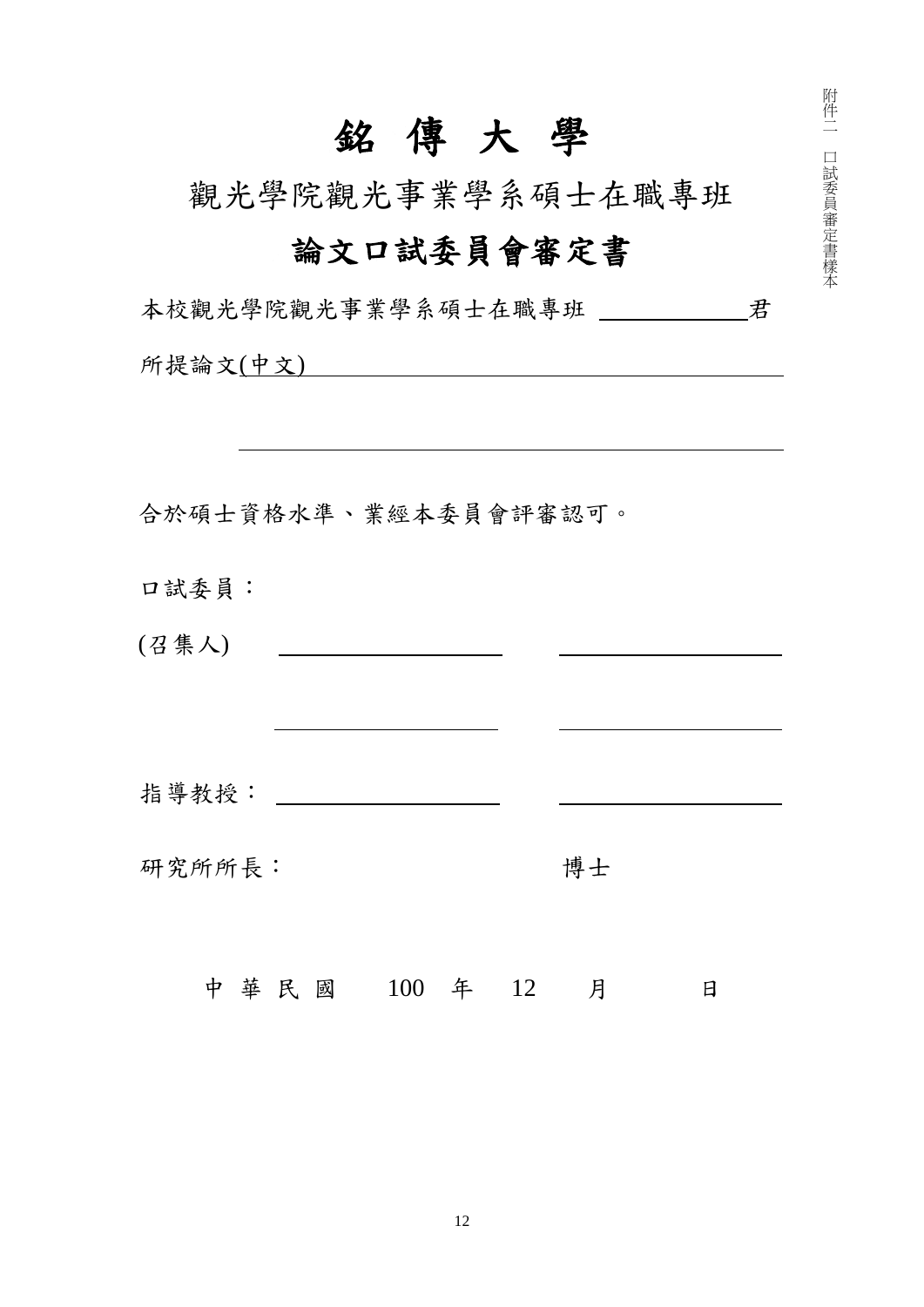附件二 口試委員審定書樣本

# 銘 傳 大 學

## 觀光學院觀光事業學系碩士在職專班

## 論文口試委員會審定書

本校觀光學院觀光事業學系碩士在職專班 ____________君

所提論文(中文)______________________________________________

______________________________________________

合於碩士資格水準、業經本委員會評審認可。

口試委員：

(召集人) ____________________ ____________________

____________________ ____________________

指導教授：____________________ ____________________

研究所所長： 博士

中 華 民 國 100 年 12 月 日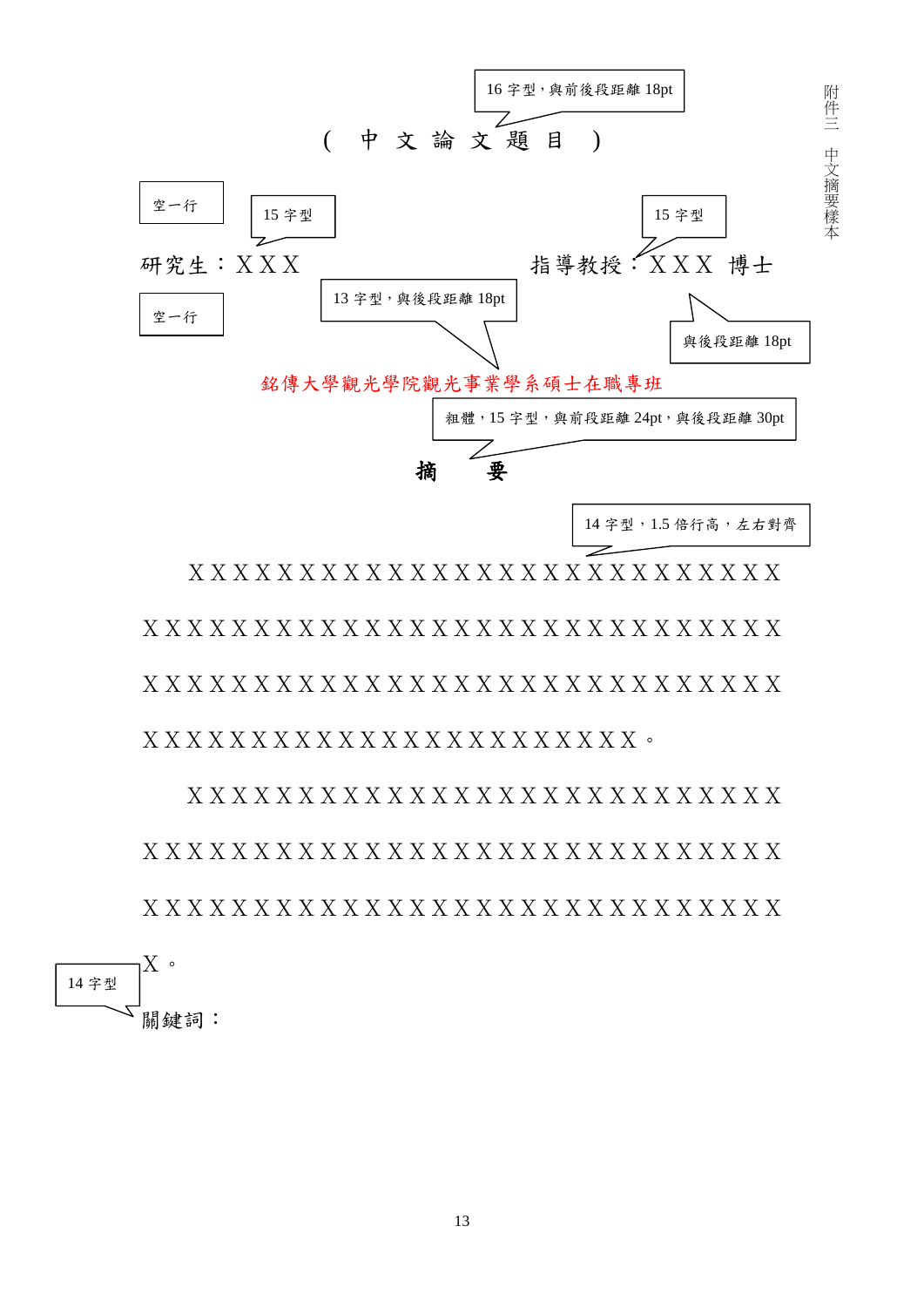附件三 中文摘要樣本

16 字型，與前後段距離 18pt

# ( 中 文 論 文 題 目 )

空一行

15 字型

15 字型

研究生：ＸＸＸ　　　　　　　　　　指導教授：ＸＸＸ 博士

空一行

13 字型，與後段距離 18pt

與後段距離 18pt

銘傳大學觀光學院觀光事業學系碩士在職專班

粗體，15 字型，與前段距離 24pt，與後段距離 30pt

## 摘　　要

14 字型，1.5 倍行高，左右對齊

　　ＸＸＸＸＸＸＸＸＸＸＸＸＸＸＸＸＸＸＸＸＸＸＸＸＸＸＸ ＸＸＸＸＸＸＸＸＸＸＸＸＸＸＸＸＸＸＸＸＸＸＸＸＸＸＸＸＸ ＸＸＸＸＸＸＸＸＸＸＸＸＸＸＸＸＸＸＸＸＸＸＸＸＸＸＸＸＸ ＸＸＸＸＸＸＸＸＸＸＸＸＸＸＸＸＸＸＸＸＸＸＸ。

　　ＸＸＸＸＸＸＸＸＸＸＸＸＸＸＸＸＸＸＸＸＸＸＸＸＸＸＸ ＸＸＸＸＸＸＸＸＸＸＸＸＸＸＸＸＸＸＸＸＸＸＸＸＸＸＸＸＸ ＸＸＸＸＸＸＸＸＸＸＸＸＸＸＸＸＸＸＸＸＸＸＸＸＸＸＸＸＸ Ｘ。

14 字型

關鍵詞：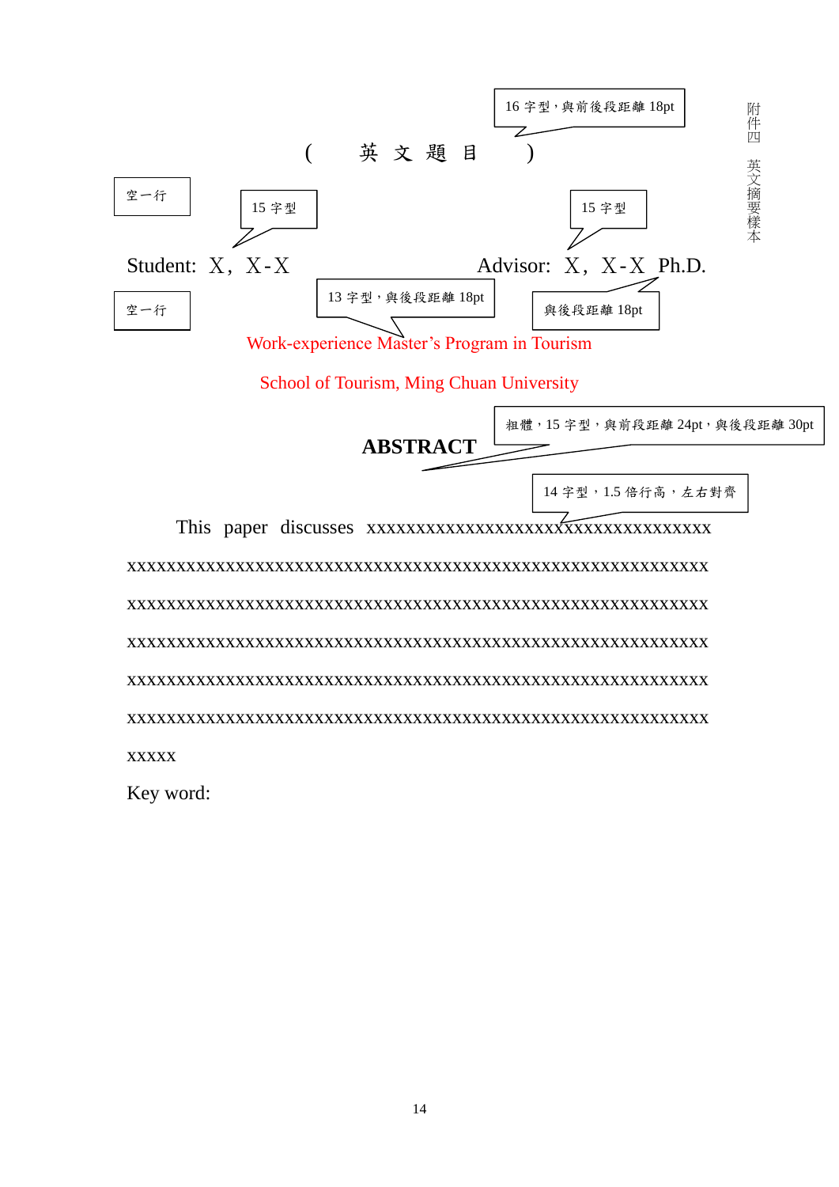附件四 英文摘要樣本

16 字型，與前後段距離 18pt

( 英 文 題 目 )

空一行

15 字型

15 字型

Student: X，X-X Advisor: X，X-X Ph.D.

空一行

13 字型，與後段距離 18pt

與後段距離 18pt

Work-experience Master's Program in Tourism

School of Tourism, Ming Chuan University

粗體，15 字型，與前段距離 24pt，與後段距離 30pt

**ABSTRACT**

14 字型，1.5 倍行高，左右對齊

This paper discusses xxxxxxxxxxxxxxxxxxxxxxxxxxxxxxxxxxxxxxxxxxxxxxxxxxxxxxxxxxxxxxxxxxxxxxxxxxxxxxxxxxxxxxxxxxxxxxxxxxxxxxxxxxxxxxxxxxxxxxxxxxxxxxxxxxxxxxxxxxxxxxxxxxxxxxxxxxxxxxxxxxxxxxxxxxxxxxxxxxxxxxxxxxxxxxxxxxxxxxxxxxxxxxxxxxxxxxxxxxxxxxxxxxxxxxxxxxxxxxxxxxxxxxxxxxxxxxxxxxxxxxxxxxxxxxxxxxxxxxxxxxxxxxxxxxxxxxxxxxxxxxxxxxxxxxxxxxxxxxxxxxxxxxxxxxxxxxxxxxxxxxxxxxxxxxxx

Key word: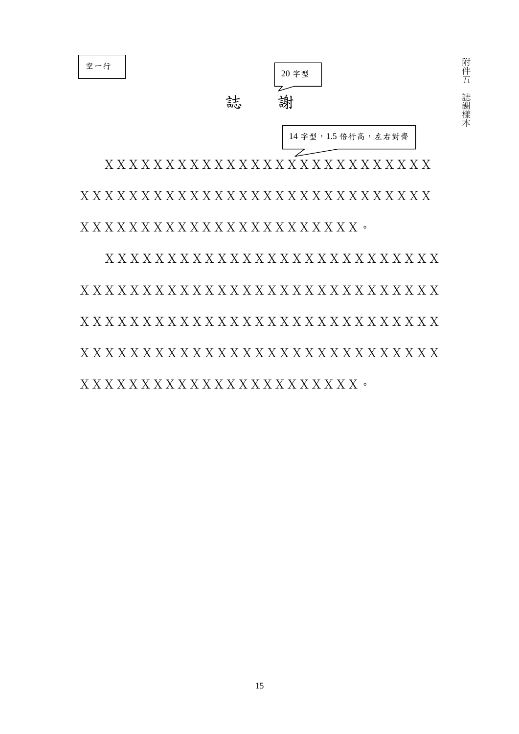附件五　誌謝樣本

空一行

20 字型

# 誌　　謝

14 字型，1.5 倍行高，左右對齊

ＸＸＸＸＸＸＸＸＸＸＸＸＸＸＸＸＸＸＸＸＸＸＸＸＸＸＸ ＸＸＸＸＸＸＸＸＸＸＸＸＸＸＸＸＸＸＸＸＸＸＸＸＸＸＸＸＸ ＸＸＸＸＸＸＸＸＸＸＸＸＸＸＸＸＸＸＸＸＸＸＸ。

ＸＸＸＸＸＸＸＸＸＸＸＸＸＸＸＸＸＸＸＸＸＸＸＸＸＸＸＸ ＸＸＸＸＸＸＸＸＸＸＸＸＸＸＸＸＸＸＸＸＸＸＸＸＸＸＸＸＸＸ ＸＸＸＸＸＸＸＸＸＸＸＸＸＸＸＸＸＸＸＸＸＸＸＸＸＸＸＸＸＸ ＸＸＸＸＸＸＸＸＸＸＸＸＸＸＸＸＸＸＸＸＸＸＸＸＸＸＸＸＸＸ ＸＸＸＸＸＸＸＸＸＸＸＸＸＸＸＸＸＸＸＸＸＸＸ。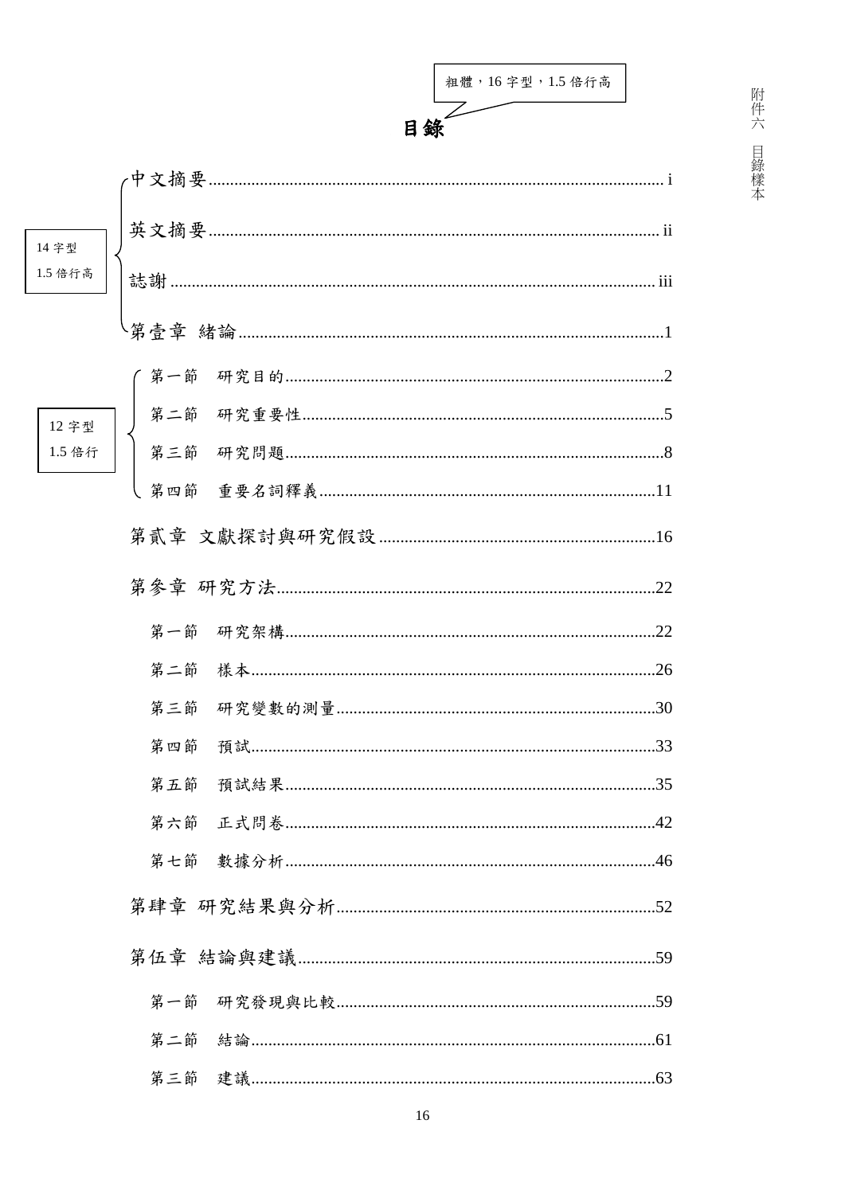粗體，16 字型，1.5 倍行高

# 目錄

14 字型
1.5 倍行高

中文摘要.......................................................... i

英文摘要.......................................................... ii

誌謝 ............................................................... iii

第壹章 緒論...................................................... 1

12 字型
1.5 倍行

第一節　研究目的......................................... 2

第二節　研究重要性...................................... 5

第三節　研究問題......................................... 8

第四節　重要名詞釋義.................................. 11

第貳章 文獻探討與研究假設 ............................ 16

第參章 研究方法............................................. 22

第一節　研究架構......................................... 22

第二節　樣本............................................... 26

第三節　研究變數的測量............................... 30

第四節　預試............................................... 33

第五節　預試結果......................................... 35

第六節　正式問卷......................................... 42

第七節　數據分析......................................... 46

第肆章 研究結果與分析.................................... 52

第伍章 結論與建議.......................................... 59

第一節　研究發現與比較............................... 59

第二節　結論............................................... 61

第三節　建議............................................... 63

附件六　目錄樣本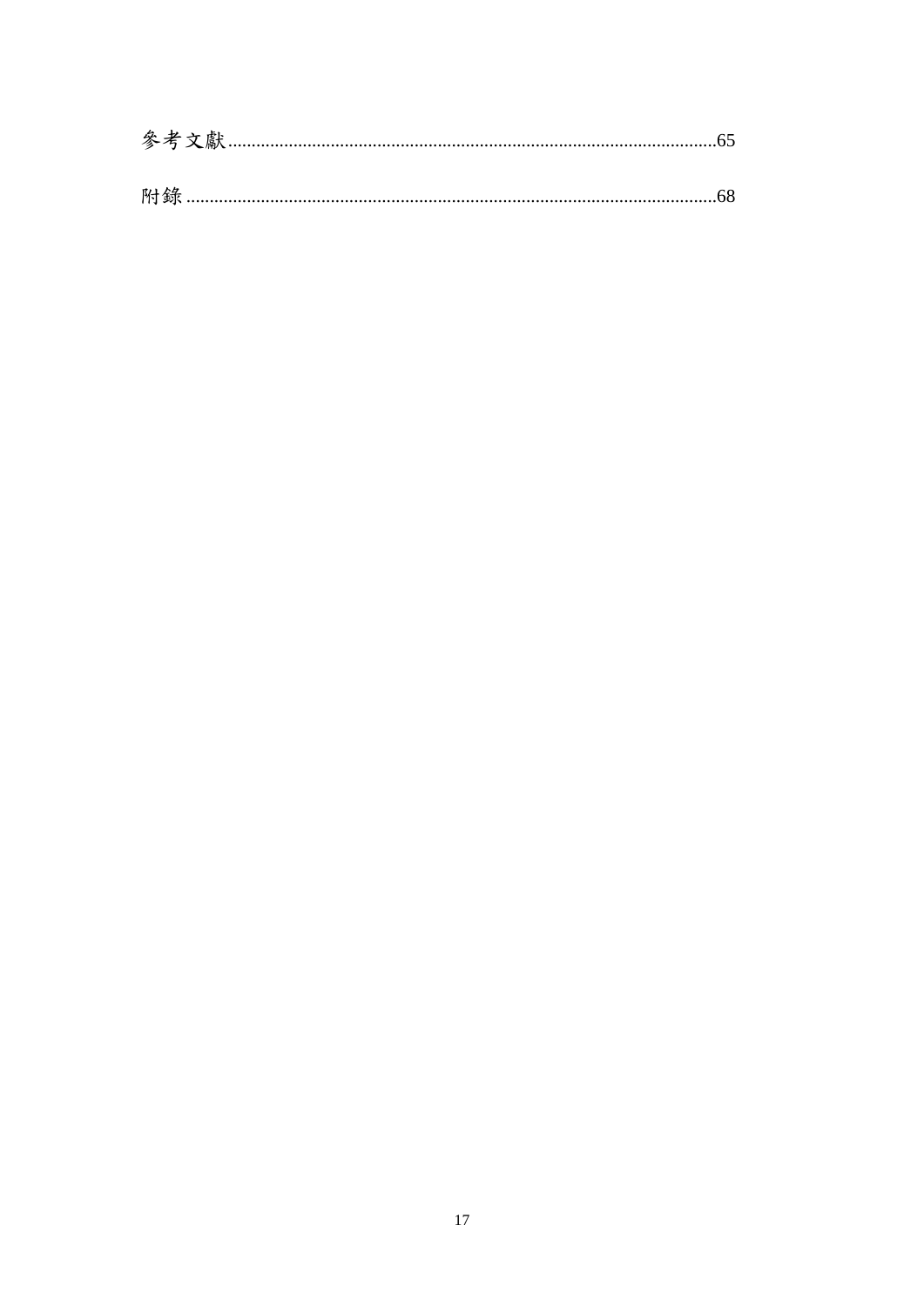參考文獻........................................................................................................65

附錄 ..............................................................................................................68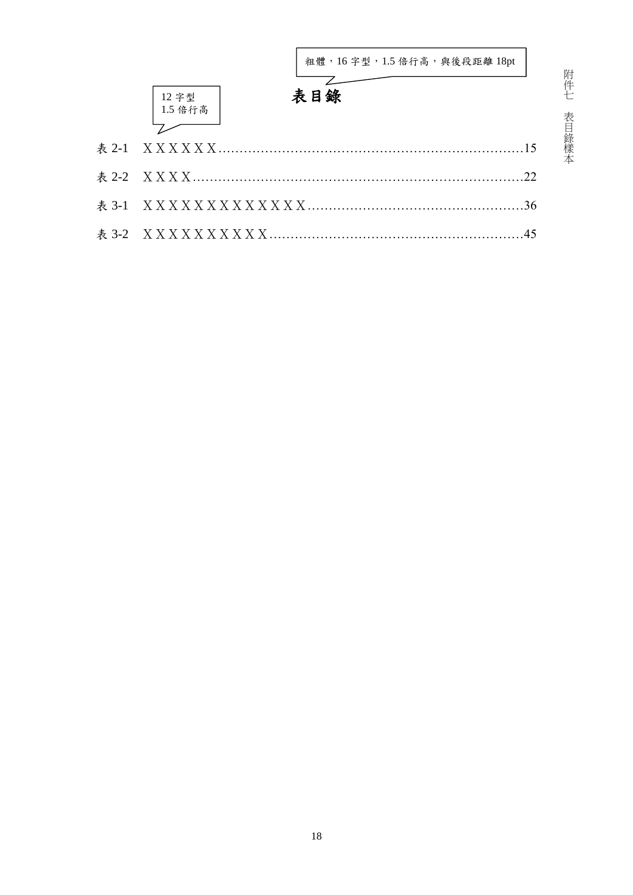粗體，16 字型，1.5 倍行高，與後段距離 18pt

12 字型
1.5 倍行高

# 表目錄

表 2-1　ＸＸＸＸＸＸ........................................................................15

表 2-2　ＸＸＸＸ..............................................................................22

表 3-1　ＸＸＸＸＸＸＸＸＸＸＸＸＸ...................................................36

表 3-2　ＸＸＸＸＸＸＸＸＸＸ............................................................45

附件七　表目錄樣本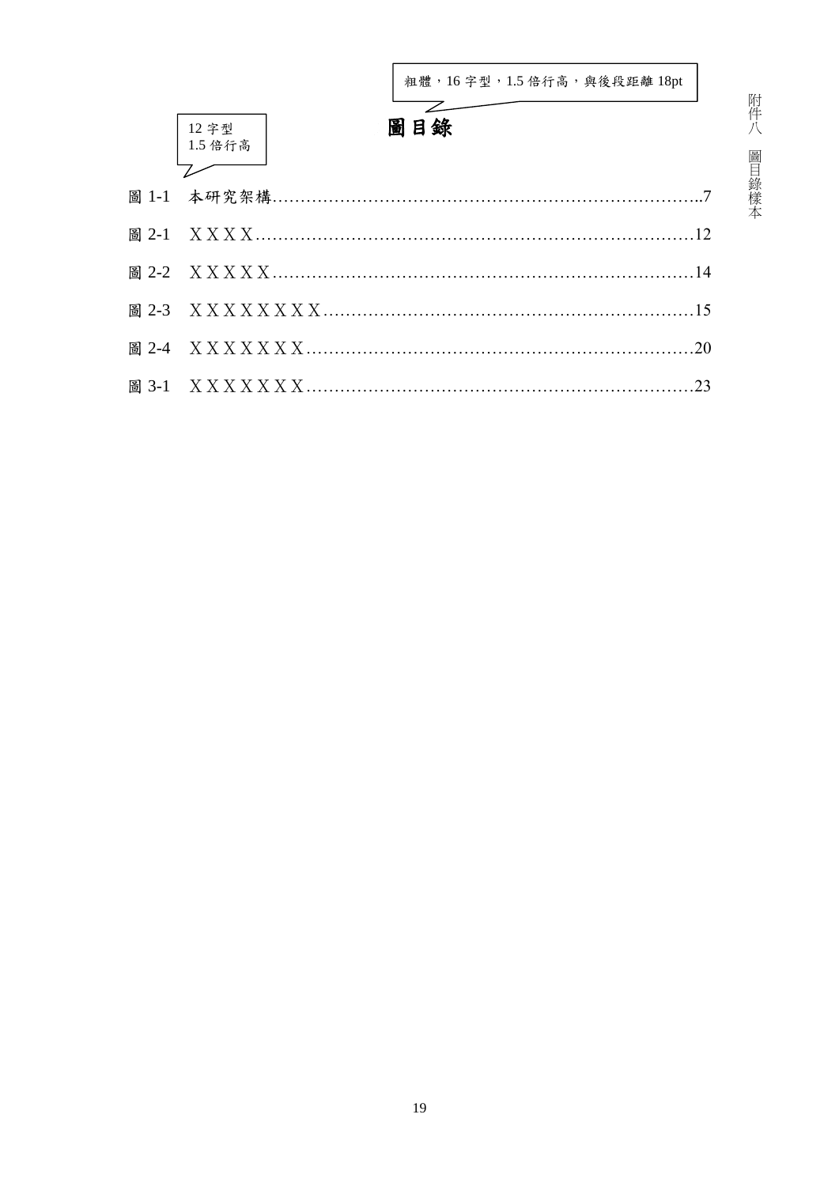粗體，16 字型，1.5 倍行高，與後段距離 18pt

12 字型
1.5 倍行高

# 圖目錄

圖 1-1　本研究架構……………………………………………………………………..7

圖 2-1　ＸＸＸＸ……………………………………………………………………12

圖 2-2　ＸＸＸＸＸ…………………………………………………………………14

圖 2-3　ＸＸＸＸＸＸＸＸ…………………………………………………………15

圖 2-4　ＸＸＸＸＸＸＸ……………………………………………………………20

圖 3-1　ＸＸＸＸＸＸＸ……………………………………………………………23

附件八　圖目錄樣本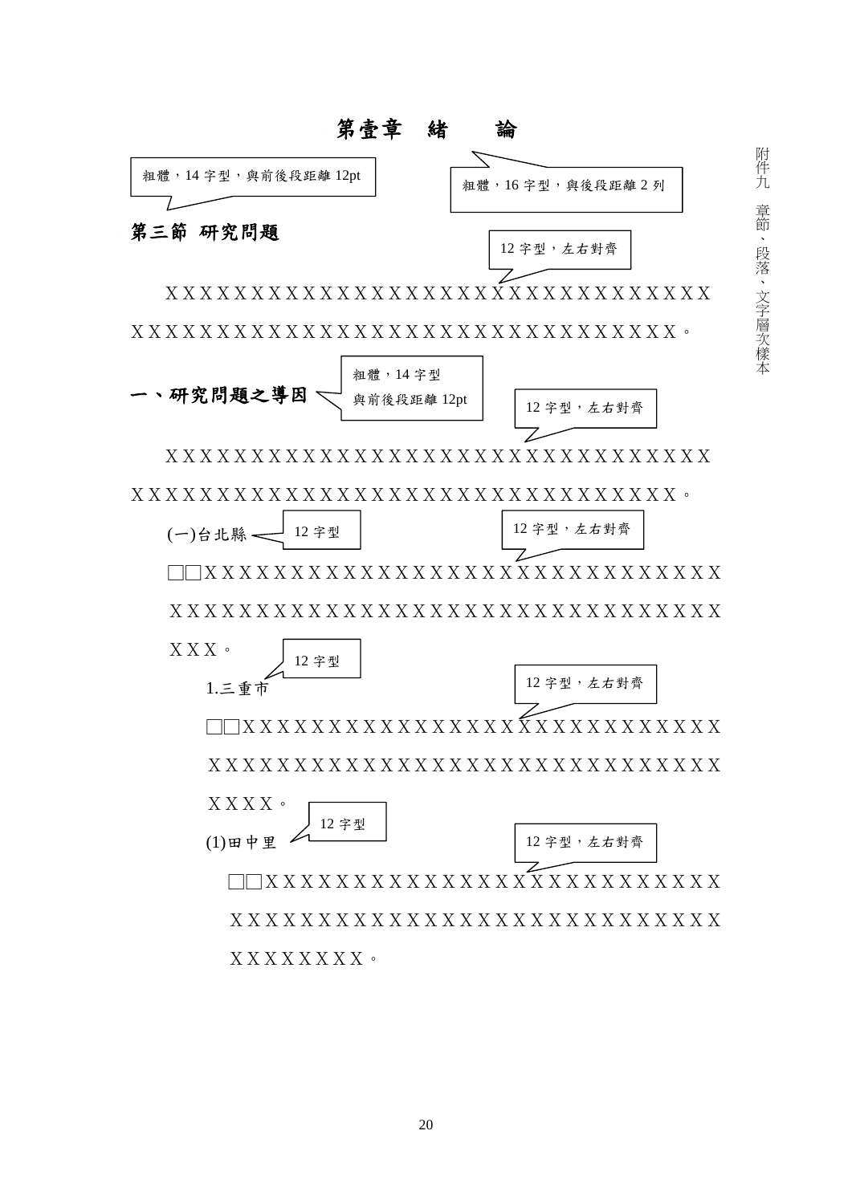# 第壹章　緒　　論

粗體，14 字型，與前後段距離 12pt

粗體，16 字型，與後段距離 2 列

## 第三節 研究問題

12 字型，左右對齊

ＸＸＸＸＸＸＸＸＸＸＸＸＸＸＸＸＸＸＸＸＸＸＸＸＸＸＸＸＸＸＸＸＸＸＸＸＸＸＸＸＸＸＸＸＸＸＸＸＸＸＸＸＸＸＸＸＸＸＸＸＸＸＸＸＸ。

### 一、研究問題之導因

粗體，14 字型

與前後段距離 12pt

12 字型，左右對齊

ＸＸＸＸＸＸＸＸＸＸＸＸＸＸＸＸＸＸＸＸＸＸＸＸＸＸＸＸＸＸＸＸＸＸＸＸＸＸＸＸＸＸＸＸＸＸＸＸＸＸＸＸＸＸＸＸＸＸＸＸＸＸＸＸＸ。

(一)台北縣

12 字型

12 字型，左右對齊

□□ＸＸＸＸＸＸＸＸＸＸＸＸＸＸＸＸＸＸＸＸＸＸＸＸＸＸＸＸＸＸＸＸＸＸＸＸＸＸＸＸＸＸＸＸＸＸＸＸＸＸＸＸＸＸＸＸＸＸＸＸＸＸＸ。

12 字型

1.三重市

12 字型，左右對齊

□□ＸＸＸＸＸＸＸＸＸＸＸＸＸＸＸＸＸＸＸＸＸＸＸＸＸＸＸＸＸＸＸＸＸＸＸＸＸＸＸＸＸＸＸＸＸＸＸＸＸＸＸＸＸＸＸＸＸＸＸ。

12 字型

(1)田中里

12 字型，左右對齊

□□ＸＸＸＸＸＸＸＸＸＸＸＸＸＸＸＸＸＸＸＸＸＸＸＸＸＸＸＸＸＸＸＸＸＸＸＸＸＸＸＸＸＸＸＸＸＸＸＸＸＸＸＸＸＸＸＸＸＸＸＸＸＸ。

附件九　章節、段落、文字層次樣本